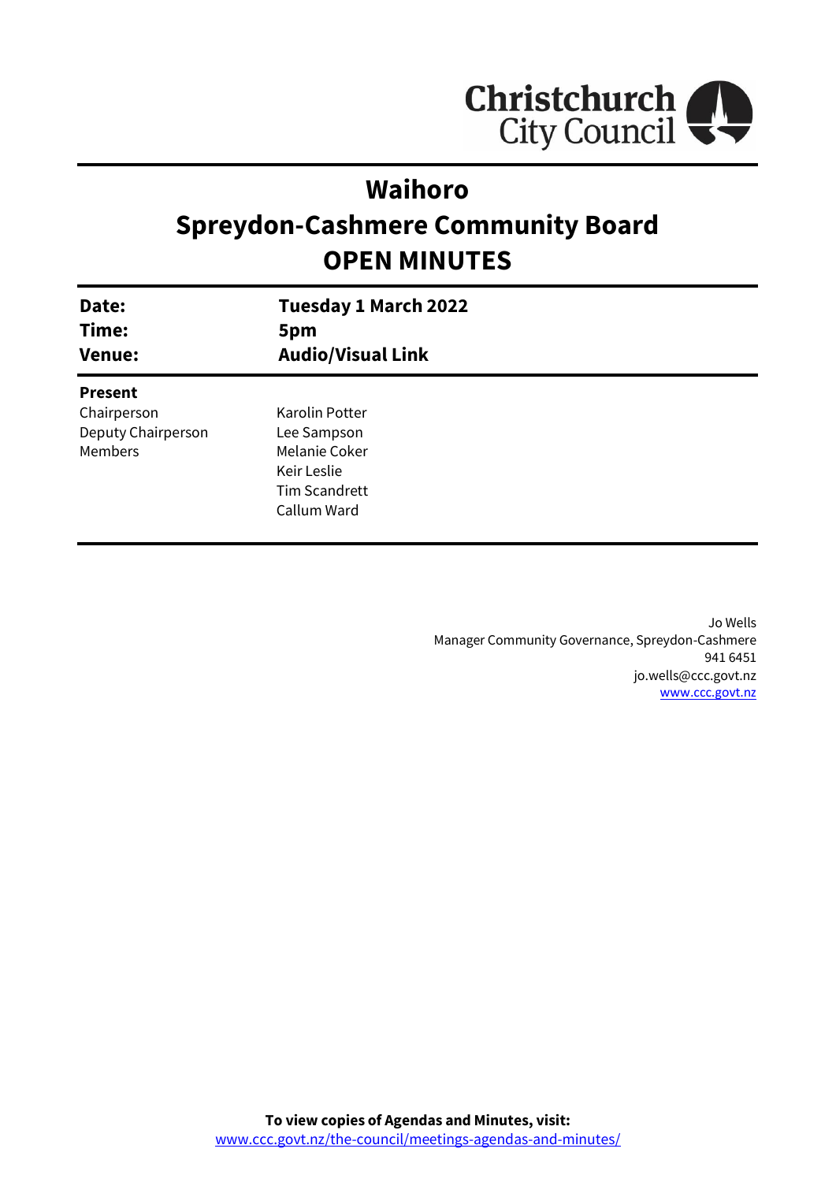# Waihoro

# Spreydon-Cashmere Community Board

# OPEN MINUTES

| | |
|---|---|
| **Date:** | **Tuesday 1 March 2022** |
| **Time:** | **5pm** |
| **Venue:** | **Audio/Visual Link** |

**Present**

| | |
|---|---|
| Chairperson | Karolin Potter |
| Deputy Chairperson | Lee Sampson |
| Members | Melanie Coker |
| | Keir Leslie |
| | Tim Scandrett |
| | Callum Ward |

Jo Wells
Manager Community Governance, Spreydon-Cashmere
941 6451
jo.wells@ccc.govt.nz
www.ccc.govt.nz

**To view copies of Agendas and Minutes, visit:**
www.ccc.govt.nz/the-council/meetings-agendas-and-minutes/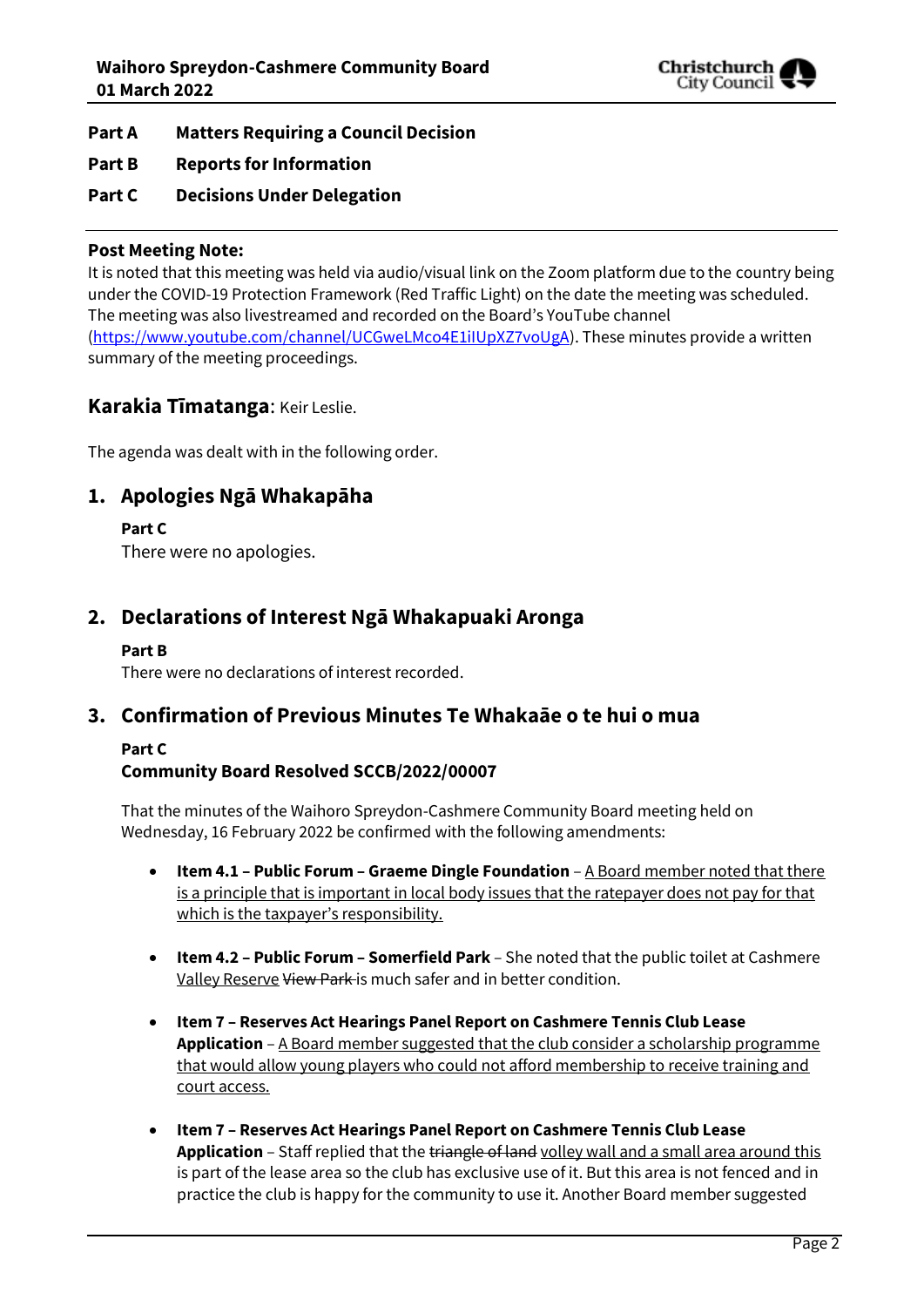**Part A** **Matters Requiring a Council Decision**

**Part B** **Reports for Information**

**Part C** **Decisions Under Delegation**

---

**Post Meeting Note:**
It is noted that this meeting was held via audio/visual link on the Zoom platform due to the country being under the COVID-19 Protection Framework (Red Traffic Light) on the date the meeting was scheduled. The meeting was also livestreamed and recorded on the Board's YouTube channel (https://www.youtube.com/channel/UCGweLMco4E1iIUpXZ7voUgA). These minutes provide a written summary of the meeting proceedings.

## Karakia Tīmatanga: Keir Leslie.

The agenda was dealt with in the following order.

## 1. Apologies Ngā Whakapāha

**Part C**
There were no apologies.

## 2. Declarations of Interest Ngā Whakapuaki Aronga

**Part B**
There were no declarations of interest recorded.

## 3. Confirmation of Previous Minutes Te Whakaāe o te hui o mua

**Part C**
**Community Board Resolved SCCB/2022/00007**

That the minutes of the Waihoro Spreydon-Cashmere Community Board meeting held on Wednesday, 16 February 2022 be confirmed with the following amendments:

- **Item 4.1 – Public Forum – Graeme Dingle Foundation** – <u>A Board member noted that there is a principle that is important in local body issues that the ratepayer does not pay for that which is the taxpayer's responsibility.</u>

- **Item 4.2 – Public Forum – Somerfield Park** – She noted that the public toilet at Cashmere <u>Valley Reserve</u> ~~View Park~~ is much safer and in better condition.

- **Item 7 – Reserves Act Hearings Panel Report on Cashmere Tennis Club Lease Application** – <u>A Board member suggested that the club consider a scholarship programme that would allow young players who could not afford membership to receive training and court access.</u>

- **Item 7 – Reserves Act Hearings Panel Report on Cashmere Tennis Club Lease Application** – Staff replied that the ~~triangle of land~~ <u>volley wall and a small area around this</u> is part of the lease area so the club has exclusive use of it. But this area is not fenced and in practice the club is happy for the community to use it. Another Board member suggested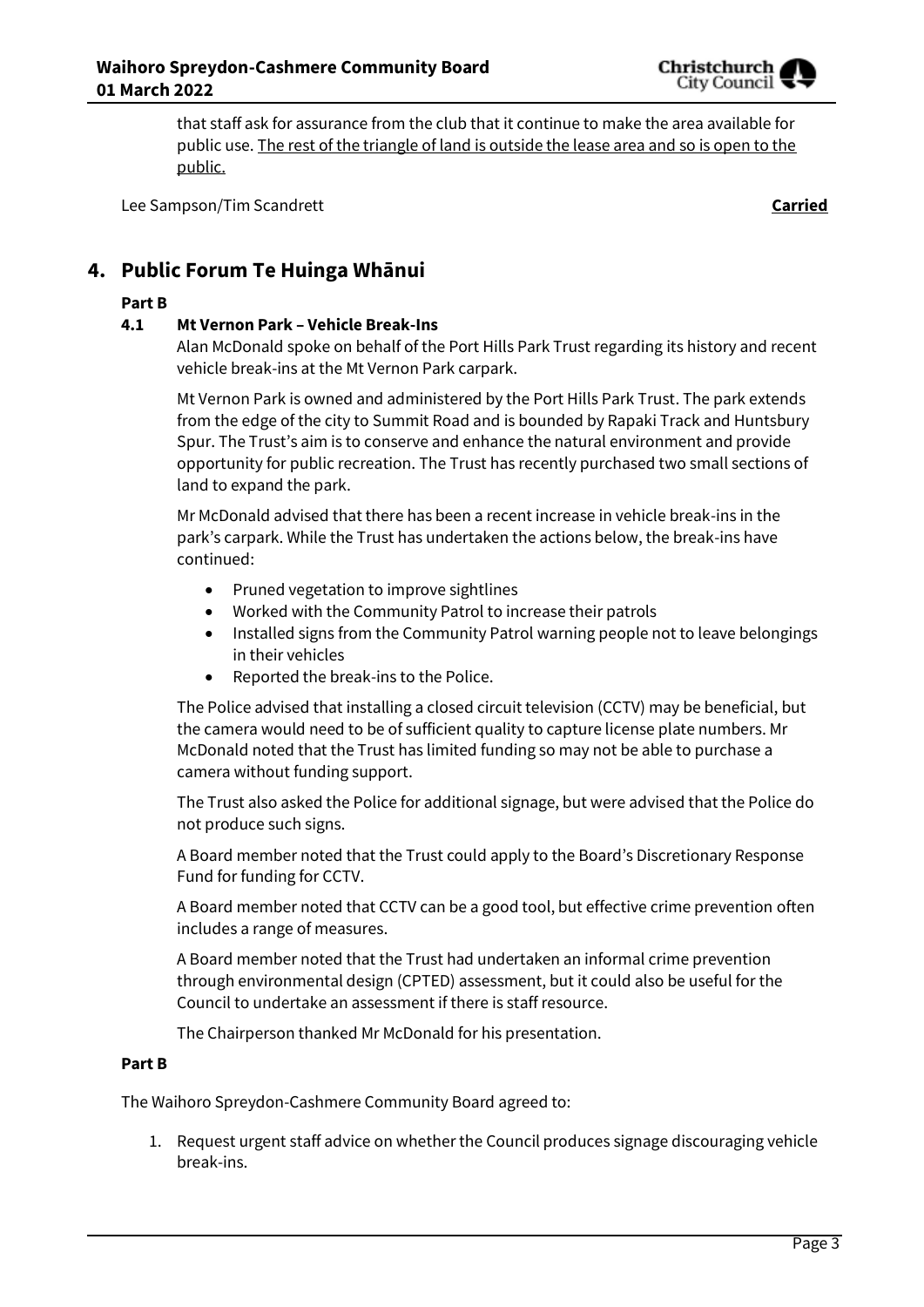that staff ask for assurance from the club that it continue to make the area available for public use. <u>The rest of the triangle of land is outside the lease area and so is open to the public.</u>

Lee Sampson/Tim Scandrett **Carried**

## 4. Public Forum Te Huinga Whānui

**Part B**

### 4.1 Mt Vernon Park – Vehicle Break-Ins

Alan McDonald spoke on behalf of the Port Hills Park Trust regarding its history and recent vehicle break-ins at the Mt Vernon Park carpark.

Mt Vernon Park is owned and administered by the Port Hills Park Trust. The park extends from the edge of the city to Summit Road and is bounded by Rapaki Track and Huntsbury Spur. The Trust's aim is to conserve and enhance the natural environment and provide opportunity for public recreation. The Trust has recently purchased two small sections of land to expand the park.

Mr McDonald advised that there has been a recent increase in vehicle break-ins in the park's carpark. While the Trust has undertaken the actions below, the break-ins have continued:

- Pruned vegetation to improve sightlines
- Worked with the Community Patrol to increase their patrols
- Installed signs from the Community Patrol warning people not to leave belongings in their vehicles
- Reported the break-ins to the Police.

The Police advised that installing a closed circuit television (CCTV) may be beneficial, but the camera would need to be of sufficient quality to capture license plate numbers. Mr McDonald noted that the Trust has limited funding so may not be able to purchase a camera without funding support.

The Trust also asked the Police for additional signage, but were advised that the Police do not produce such signs.

A Board member noted that the Trust could apply to the Board's Discretionary Response Fund for funding for CCTV.

A Board member noted that CCTV can be a good tool, but effective crime prevention often includes a range of measures.

A Board member noted that the Trust had undertaken an informal crime prevention through environmental design (CPTED) assessment, but it could also be useful for the Council to undertake an assessment if there is staff resource.

The Chairperson thanked Mr McDonald for his presentation.

**Part B**

The Waihoro Spreydon-Cashmere Community Board agreed to:

1. Request urgent staff advice on whether the Council produces signage discouraging vehicle break-ins.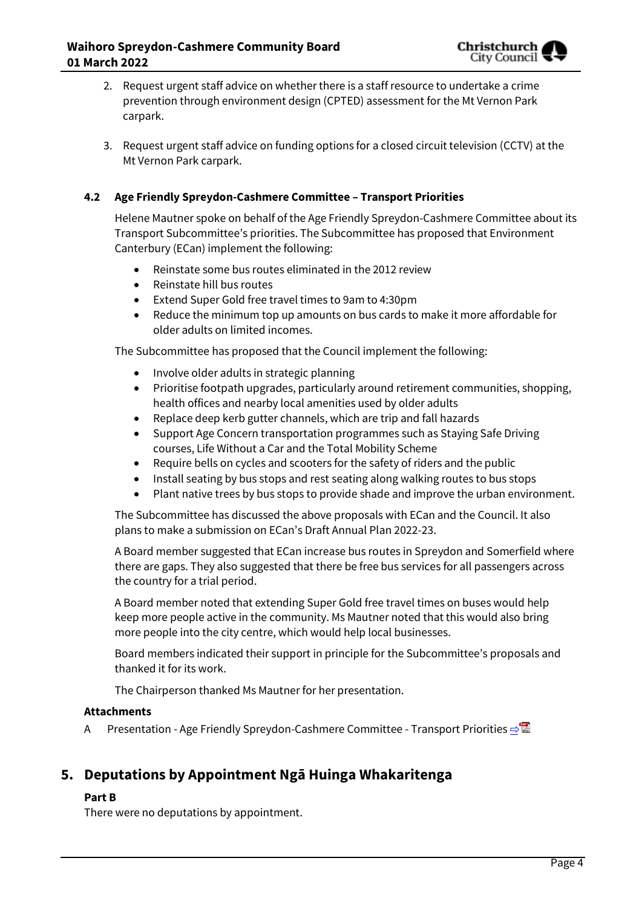2. Request urgent staff advice on whether there is a staff resource to undertake a crime prevention through environment design (CPTED) assessment for the Mt Vernon Park carpark.

3. Request urgent staff advice on funding options for a closed circuit television (CCTV) at the Mt Vernon Park carpark.

### 4.2 Age Friendly Spreydon-Cashmere Committee – Transport Priorities

Helene Mautner spoke on behalf of the Age Friendly Spreydon-Cashmere Committee about its Transport Subcommittee's priorities. The Subcommittee has proposed that Environment Canterbury (ECan) implement the following:

- Reinstate some bus routes eliminated in the 2012 review
- Reinstate hill bus routes
- Extend Super Gold free travel times to 9am to 4:30pm
- Reduce the minimum top up amounts on bus cards to make it more affordable for older adults on limited incomes.

The Subcommittee has proposed that the Council implement the following:

- Involve older adults in strategic planning
- Prioritise footpath upgrades, particularly around retirement communities, shopping, health offices and nearby local amenities used by older adults
- Replace deep kerb gutter channels, which are trip and fall hazards
- Support Age Concern transportation programmes such as Staying Safe Driving courses, Life Without a Car and the Total Mobility Scheme
- Require bells on cycles and scooters for the safety of riders and the public
- Install seating by bus stops and rest seating along walking routes to bus stops
- Plant native trees by bus stops to provide shade and improve the urban environment.

The Subcommittee has discussed the above proposals with ECan and the Council. It also plans to make a submission on ECan's Draft Annual Plan 2022-23.

A Board member suggested that ECan increase bus routes in Spreydon and Somerfield where there are gaps. They also suggested that there be free bus services for all passengers across the country for a trial period.

A Board member noted that extending Super Gold free travel times on buses would help keep more people active in the community. Ms Mautner noted that this would also bring more people into the city centre, which would help local businesses.

Board members indicated their support in principle for the Subcommittee's proposals and thanked it for its work.

The Chairperson thanked Ms Mautner for her presentation.

**Attachments**

A Presentation - Age Friendly Spreydon-Cashmere Committee - Transport Priorities ⇨

## 5. Deputations by Appointment Ngā Huinga Whakaritenga

**Part B**

There were no deputations by appointment.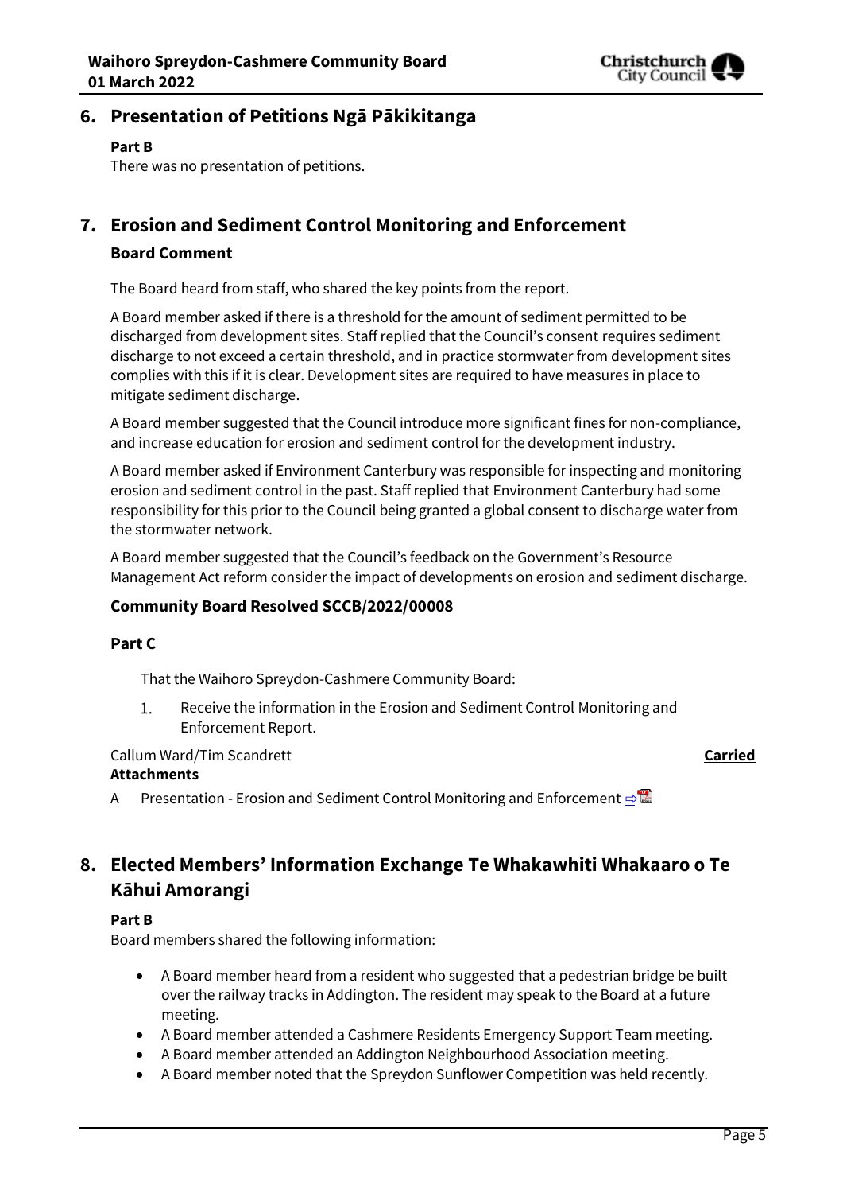## 6. Presentation of Petitions Ngā Pākikitanga

**Part B**
There was no presentation of petitions.

## 7. Erosion and Sediment Control Monitoring and Enforcement

### Board Comment

The Board heard from staff, who shared the key points from the report.

A Board member asked if there is a threshold for the amount of sediment permitted to be discharged from development sites. Staff replied that the Council's consent requires sediment discharge to not exceed a certain threshold, and in practice stormwater from development sites complies with this if it is clear. Development sites are required to have measures in place to mitigate sediment discharge.

A Board member suggested that the Council introduce more significant fines for non-compliance, and increase education for erosion and sediment control for the development industry.

A Board member asked if Environment Canterbury was responsible for inspecting and monitoring erosion and sediment control in the past. Staff replied that Environment Canterbury had some responsibility for this prior to the Council being granted a global consent to discharge water from the stormwater network.

A Board member suggested that the Council's feedback on the Government's Resource Management Act reform consider the impact of developments on erosion and sediment discharge.

### Community Board Resolved SCCB/2022/00008

**Part C**

That the Waihoro Spreydon-Cashmere Community Board:

1. Receive the information in the Erosion and Sediment Control Monitoring and Enforcement Report.

Callum Ward/Tim Scandrett **Carried**

**Attachments**

A Presentation - Erosion and Sediment Control Monitoring and Enforcement

## 8. Elected Members' Information Exchange Te Whakawhiti Whakaaro o Te Kāhui Amorangi

**Part B**
Board members shared the following information:

- A Board member heard from a resident who suggested that a pedestrian bridge be built over the railway tracks in Addington. The resident may speak to the Board at a future meeting.
- A Board member attended a Cashmere Residents Emergency Support Team meeting.
- A Board member attended an Addington Neighbourhood Association meeting.
- A Board member noted that the Spreydon Sunflower Competition was held recently.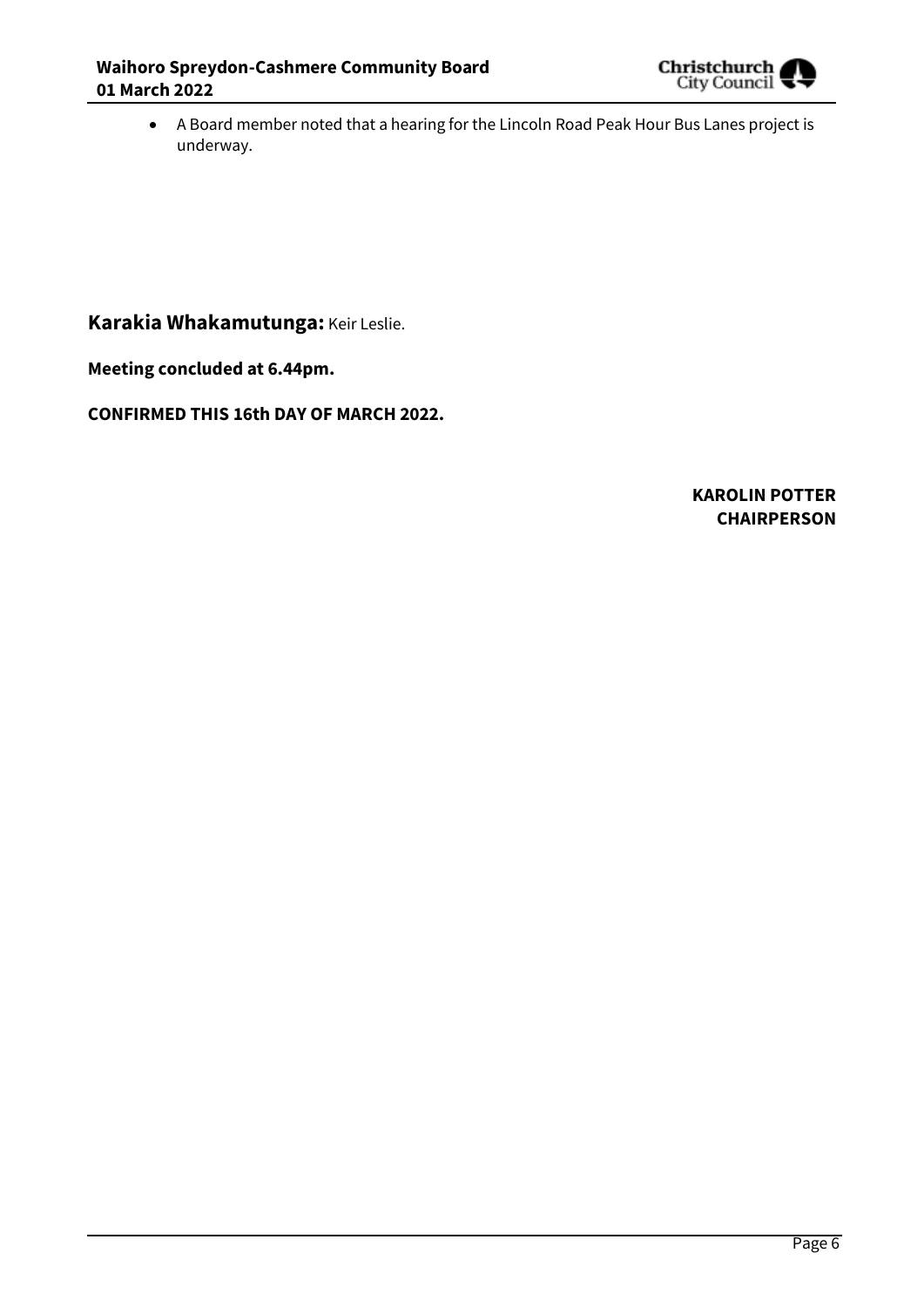- A Board member noted that a hearing for the Lincoln Road Peak Hour Bus Lanes project is underway.

**Karakia Whakamutunga:** Keir Leslie.

**Meeting concluded at 6.44pm.**

**CONFIRMED THIS 16th DAY OF MARCH 2022.**

**KAROLIN POTTER**
**CHAIRPERSON**